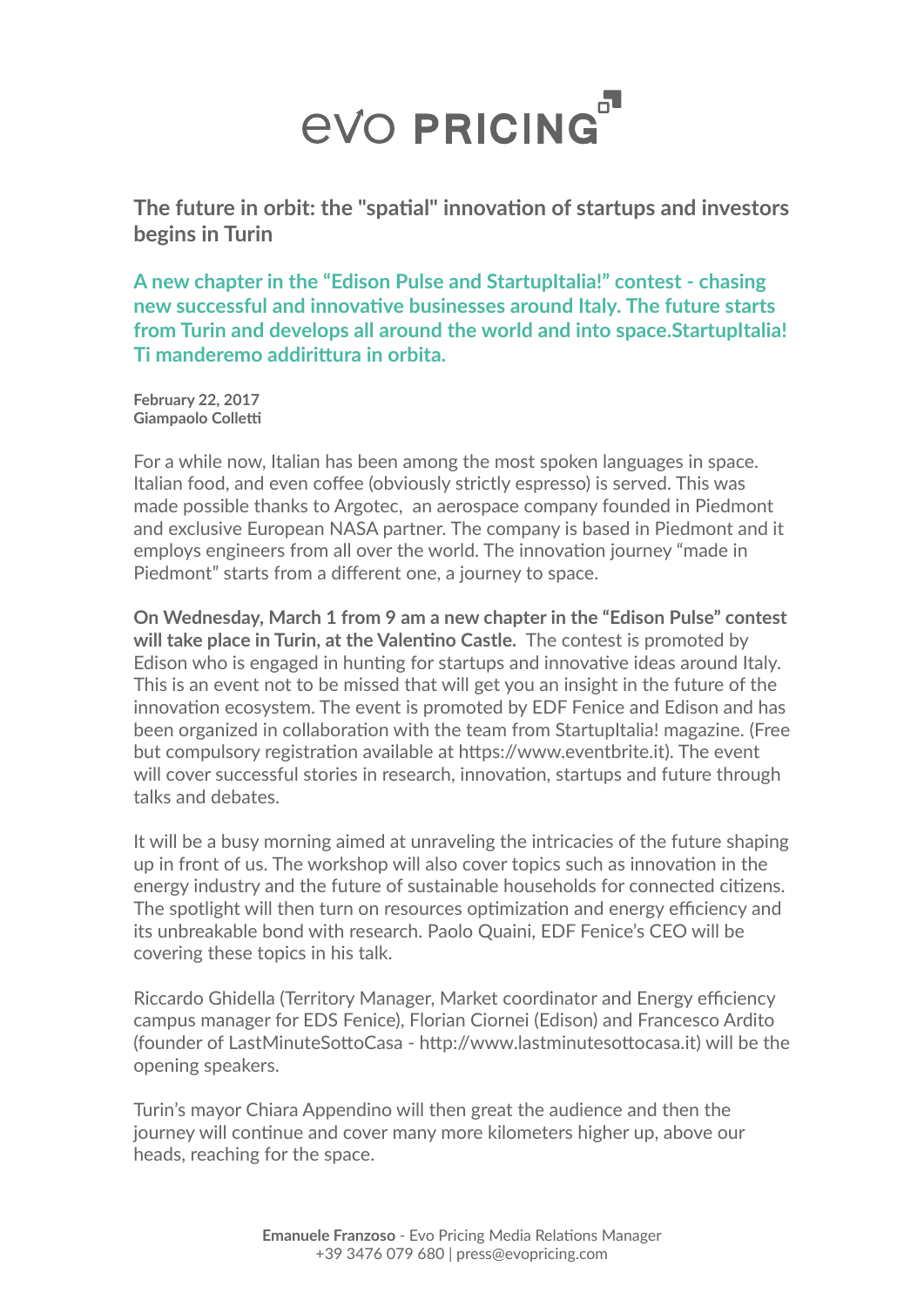# evo PRICING

## The future in orbit: the "spatial" innovation of startups and investors begins in Turin

**A new chapter in the "Edison Pulse and StartupItalia!" contest - chasing new successful and innovative businesses around Italy. The future starts from Turin and develops all around the world and into space.StartupItalia! Ti manderemo addirittura in orbita.**

**February 22, 2017**
**Giampaolo Colletti**

For a while now, Italian has been among the most spoken languages in space. Italian food, and even coffee (obviously strictly espresso) is served. This was made possible thanks to Argotec,  an aerospace company founded in Piedmont and exclusive European NASA partner. The company is based in Piedmont and it employs engineers from all over the world. The innovation journey "made in Piedmont" starts from a different one, a journey to space.

**On Wednesday, March 1 from 9 am a new chapter in the "Edison Pulse" contest will take place in Turin, at the Valentino Castle.** The contest is promoted by Edison who is engaged in hunting for startups and innovative ideas around Italy. This is an event not to be missed that will get you an insight in the future of the innovation ecosystem. The event is promoted by EDF Fenice and Edison and has been organized in collaboration with the team from StartupItalia! magazine. (Free but compulsory registration available at https://www.eventbrite.it). The event will cover successful stories in research, innovation, startups and future through talks and debates.

It will be a busy morning aimed at unraveling the intricacies of the future shaping up in front of us. The workshop will also cover topics such as innovation in the energy industry and the future of sustainable households for connected citizens. The spotlight will then turn on resources optimization and energy efficiency and its unbreakable bond with research. Paolo Quaini, EDF Fenice's CEO will be covering these topics in his talk.

Riccardo Ghidella (Territory Manager, Market coordinator and Energy efficiency campus manager for EDS Fenice), Florian Ciornei (Edison) and Francesco Ardito (founder of LastMinuteSottoCasa - http://www.lastminutesottocasa.it) will be the opening speakers.

Turin's mayor Chiara Appendino will then great the audience and then the journey will continue and cover many more kilometers higher up, above our heads, reaching for the space.

**Emanuele Franzoso** - Evo Pricing Media Relations Manager
+39 3476 079 680 | press@evopricing.com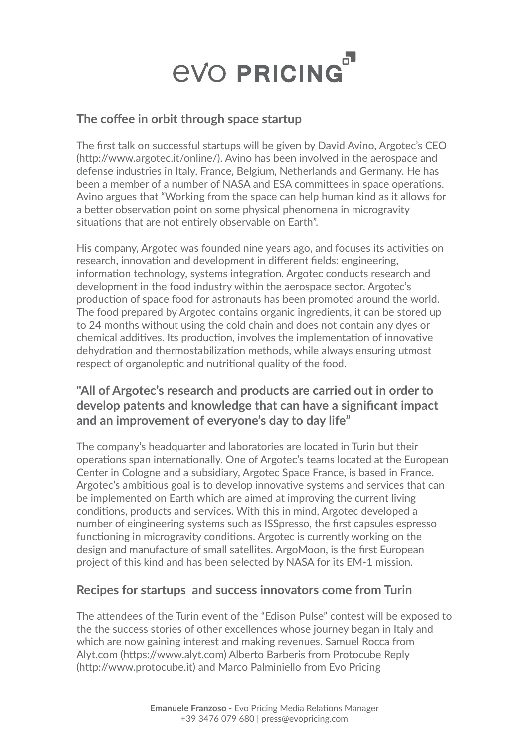## The coffee in orbit through space startup

The first talk on successful startups will be given by David Avino, Argotec's CEO (http://www.argotec.it/online/). Avino has been involved in the aerospace and defense industries in Italy, France, Belgium, Netherlands and Germany. He has been a member of a number of NASA and ESA committees in space operations. Avino argues that "Working from the space can help human kind as it allows for a better observation point on some physical phenomena in microgravity situations that are not entirely observable on Earth".

His company, Argotec was founded nine years ago, and focuses its activities on research, innovation and development in different fields: engineering, information technology, systems integration. Argotec conducts research and development in the food industry within the aerospace sector. Argotec's production of space food for astronauts has been promoted around the world. The food prepared by Argotec contains organic ingredients, it can be stored up to 24 months without using the cold chain and does not contain any dyes or chemical additives. Its production, involves the implementation of innovative dehydration and thermostabilization methods, while always ensuring utmost respect of organoleptic and nutritional quality of the food.

### "All of Argotec's research and products are carried out in order to develop patents and knowledge that can have a significant impact and an improvement of everyone's day to day life"

The company's headquarter and laboratories are located in Turin but their operations span internationally. One of Argotec's teams located at the European Center in Cologne and a subsidiary, Argotec Space France, is based in France. Argotec's ambitious goal is to develop innovative systems and services that can be implemented on Earth which are aimed at improving the current living conditions, products and services. With this in mind, Argotec developed a number of eingineering systems such as ISSpresso, the first capsules espresso functioning in microgravity conditions. Argotec is currently working on the design and manufacture of small satellites. ArgoMoon, is the first European project of this kind and has been selected by NASA for its EM-1 mission.

## Recipes for startups and success innovators come from Turin

The attendees of the Turin event of the "Edison Pulse" contest will be exposed to the the success stories of other excellences whose journey began in Italy and which are now gaining interest and making revenues. Samuel Rocca from Alyt.com (https://www.alyt.com) Alberto Barberis from Protocube Reply (http://www.protocube.it) and Marco Palminiello from Evo Pricing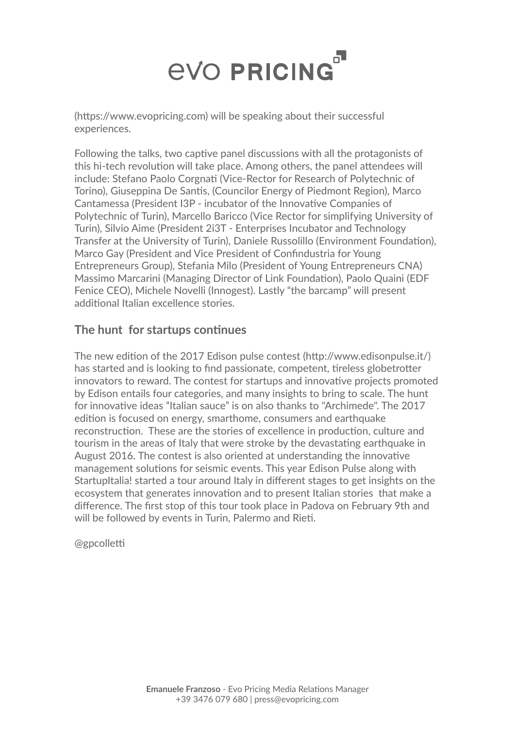(https://www.evopricing.com) will be speaking about their successful experiences.

Following the talks, two captive panel discussions with all the protagonists of this hi-tech revolution will take place. Among others, the panel attendees will include: Stefano Paolo Corgnati (Vice-Rector for Research of Polytechnic of Torino), Giuseppina De Santis, (Councilor Energy of Piedmont Region), Marco Cantamessa (President I3P - incubator of the Innovative Companies of Polytechnic of Turin), Marcello Baricco (Vice Rector for simplifying University of Turin), Silvio Aime (President 2i3T - Enterprises Incubator and Technology Transfer at the University of Turin), Daniele Russolillo (Environment Foundation), Marco Gay (President and Vice President of Confindustria for Young Entrepreneurs Group), Stefania Milo (President of Young Entrepreneurs CNA) Massimo Marcarini (Managing Director of Link Foundation), Paolo Quaini (EDF Fenice CEO), Michele Novelli (Innogest). Lastly "the barcamp" will present additional Italian excellence stories.

## The hunt for startups continues

The new edition of the 2017 Edison pulse contest (http://www.edisonpulse.it/) has started and is looking to find passionate, competent, tireless globetrotter innovators to reward. The contest for startups and innovative projects promoted by Edison entails four categories, and many insights to bring to scale. The hunt for innovative ideas "Italian sauce" is on also thanks to "Archimede". The 2017 edition is focused on energy, smarthome, consumers and earthquake reconstruction. These are the stories of excellence in production, culture and tourism in the areas of Italy that were stroke by the devastating earthquake in August 2016. The contest is also oriented at understanding the innovative management solutions for seismic events. This year Edison Pulse along with StartupItalia! started a tour around Italy in different stages to get insights on the ecosystem that generates innovation and to present Italian stories that make a difference. The first stop of this tour took place in Padova on February 9th and will be followed by events in Turin, Palermo and Rieti.

@gpcolletti

**Emanuele Franzoso** - Evo Pricing Media Relations Manager
+39 3476 079 680 | press@evopricing.com